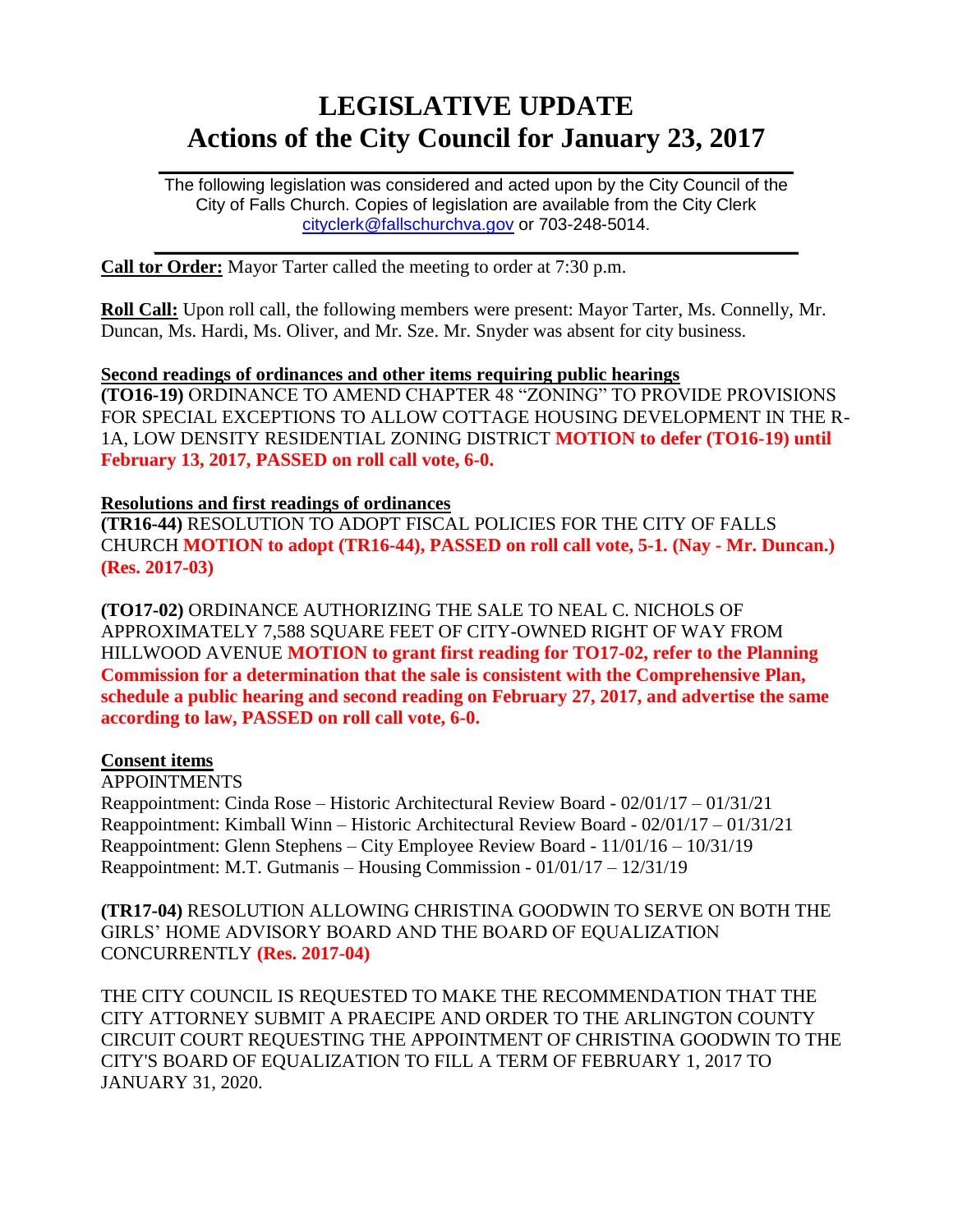# LEGISLATIVE UPDATE
# Actions of the City Council for January 23, 2017

The following legislation was considered and acted upon by the City Council of the City of Falls Church. Copies of legislation are available from the City Clerk cityclerk@fallschurchva.gov or 703-248-5014.

---

**Call tor Order:** Mayor Tarter called the meeting to order at 7:30 p.m.

**Roll Call:** Upon roll call, the following members were present: Mayor Tarter, Ms. Connelly, Mr. Duncan, Ms. Hardi, Ms. Oliver, and Mr. Sze. Mr. Snyder was absent for city business.

**Second readings of ordinances and other items requiring public hearings**

**(TO16-19)** ORDINANCE TO AMEND CHAPTER 48 "ZONING" TO PROVIDE PROVISIONS FOR SPECIAL EXCEPTIONS TO ALLOW COTTAGE HOUSING DEVELOPMENT IN THE R-1A, LOW DENSITY RESIDENTIAL ZONING DISTRICT **MOTION to defer (TO16-19) until February 13, 2017, PASSED on roll call vote, 6-0.**

**Resolutions and first readings of ordinances**

**(TR16-44)** RESOLUTION TO ADOPT FISCAL POLICIES FOR THE CITY OF FALLS CHURCH **MOTION to adopt (TR16-44), PASSED on roll call vote, 5-1. (Nay - Mr. Duncan.) (Res. 2017-03)**

**(TO17-02)** ORDINANCE AUTHORIZING THE SALE TO NEAL C. NICHOLS OF APPROXIMATELY 7,588 SQUARE FEET OF CITY-OWNED RIGHT OF WAY FROM HILLWOOD AVENUE **MOTION to grant first reading for TO17-02, refer to the Planning Commission for a determination that the sale is consistent with the Comprehensive Plan, schedule a public hearing and second reading on February 27, 2017, and advertise the same according to law, PASSED on roll call vote, 6-0.**

**Consent items**

APPOINTMENTS

Reappointment: Cinda Rose – Historic Architectural Review Board - 02/01/17 – 01/31/21
Reappointment: Kimball Winn – Historic Architectural Review Board - 02/01/17 – 01/31/21
Reappointment: Glenn Stephens – City Employee Review Board - 11/01/16 – 10/31/19
Reappointment: M.T. Gutmanis – Housing Commission - 01/01/17 – 12/31/19

**(TR17-04)** RESOLUTION ALLOWING CHRISTINA GOODWIN TO SERVE ON BOTH THE GIRLS' HOME ADVISORY BOARD AND THE BOARD OF EQUALIZATION CONCURRENTLY **(Res. 2017-04)**

THE CITY COUNCIL IS REQUESTED TO MAKE THE RECOMMENDATION THAT THE CITY ATTORNEY SUBMIT A PRAECIPE AND ORDER TO THE ARLINGTON COUNTY CIRCUIT COURT REQUESTING THE APPOINTMENT OF CHRISTINA GOODWIN TO THE CITY'S BOARD OF EQUALIZATION TO FILL A TERM OF FEBRUARY 1, 2017 TO JANUARY 31, 2020.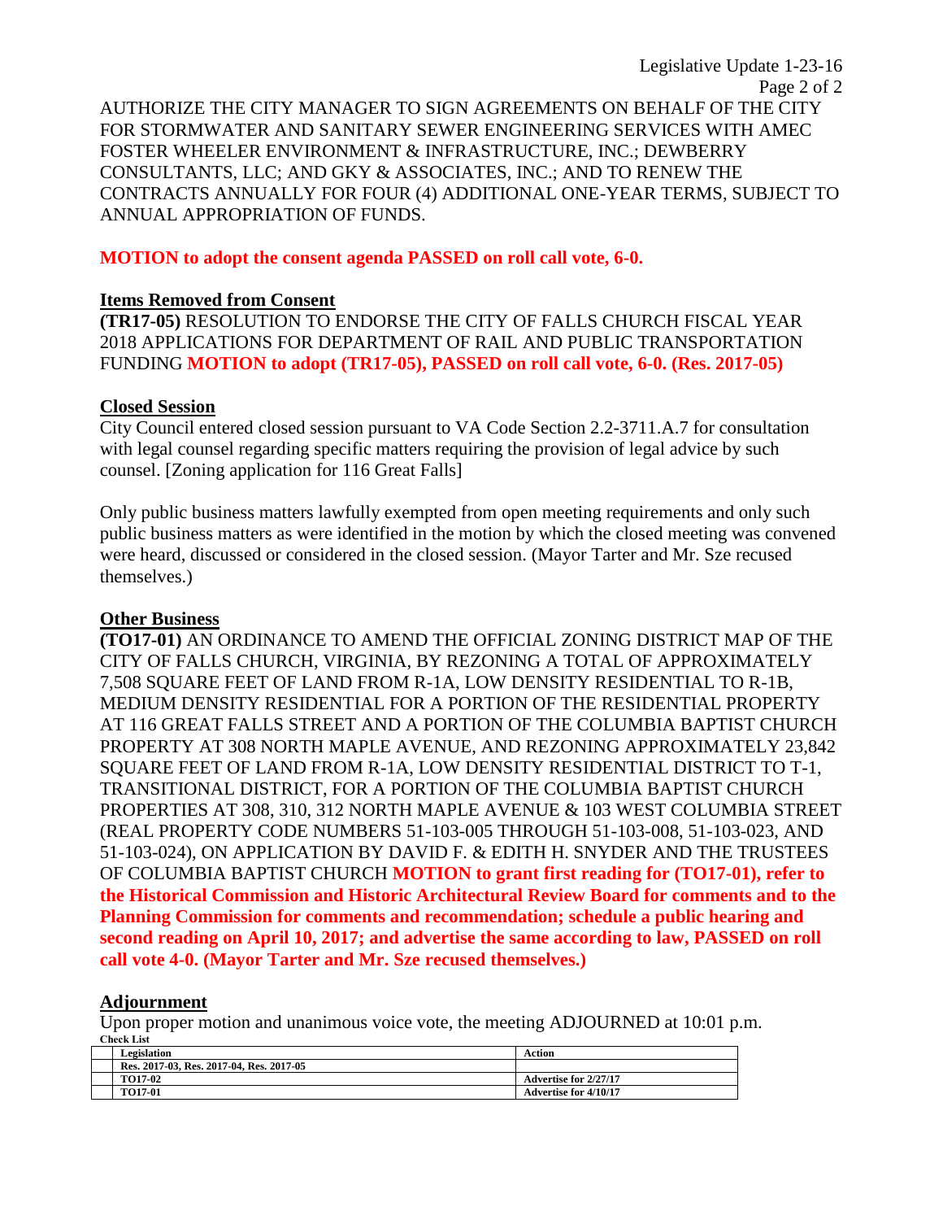AUTHORIZE THE CITY MANAGER TO SIGN AGREEMENTS ON BEHALF OF THE CITY FOR STORMWATER AND SANITARY SEWER ENGINEERING SERVICES WITH AMEC FOSTER WHEELER ENVIRONMENT & INFRASTRUCTURE, INC.; DEWBERRY CONSULTANTS, LLC; AND GKY & ASSOCIATES, INC.; AND TO RENEW THE CONTRACTS ANNUALLY FOR FOUR (4) ADDITIONAL ONE-YEAR TERMS, SUBJECT TO ANNUAL APPROPRIATION OF FUNDS.

**MOTION to adopt the consent agenda PASSED on roll call vote, 6-0.**

**Items Removed from Consent**

**(TR17-05)** RESOLUTION TO ENDORSE THE CITY OF FALLS CHURCH FISCAL YEAR 2018 APPLICATIONS FOR DEPARTMENT OF RAIL AND PUBLIC TRANSPORTATION FUNDING **MOTION to adopt (TR17-05), PASSED on roll call vote, 6-0. (Res. 2017-05)**

**Closed Session**

City Council entered closed session pursuant to VA Code Section 2.2-3711.A.7 for consultation with legal counsel regarding specific matters requiring the provision of legal advice by such counsel. [Zoning application for 116 Great Falls]

Only public business matters lawfully exempted from open meeting requirements and only such public business matters as were identified in the motion by which the closed meeting was convened were heard, discussed or considered in the closed session. (Mayor Tarter and Mr. Sze recused themselves.)

**Other Business**

**(TO17-01)** AN ORDINANCE TO AMEND THE OFFICIAL ZONING DISTRICT MAP OF THE CITY OF FALLS CHURCH, VIRGINIA, BY REZONING A TOTAL OF APPROXIMATELY 7,508 SQUARE FEET OF LAND FROM R-1A, LOW DENSITY RESIDENTIAL TO R-1B, MEDIUM DENSITY RESIDENTIAL FOR A PORTION OF THE RESIDENTIAL PROPERTY AT 116 GREAT FALLS STREET AND A PORTION OF THE COLUMBIA BAPTIST CHURCH PROPERTY AT 308 NORTH MAPLE AVENUE, AND REZONING APPROXIMATELY 23,842 SQUARE FEET OF LAND FROM R-1A, LOW DENSITY RESIDENTIAL DISTRICT TO T-1, TRANSITIONAL DISTRICT, FOR A PORTION OF THE COLUMBIA BAPTIST CHURCH PROPERTIES AT 308, 310, 312 NORTH MAPLE AVENUE & 103 WEST COLUMBIA STREET (REAL PROPERTY CODE NUMBERS 51-103-005 THROUGH 51-103-008, 51-103-023, AND 51-103-024), ON APPLICATION BY DAVID F. & EDITH H. SNYDER AND THE TRUSTEES OF COLUMBIA BAPTIST CHURCH **MOTION to grant first reading for (TO17-01), refer to the Historical Commission and Historic Architectural Review Board for comments and to the Planning Commission for comments and recommendation; schedule a public hearing and second reading on April 10, 2017; and advertise the same according to law, PASSED on roll call vote 4-0. (Mayor Tarter and Mr. Sze recused themselves.)**

**Adjournment**

Upon proper motion and unanimous voice vote, the meeting ADJOURNED at 10:01 p.m.

**Check List**

| | Legislation | Action |
|---|---|---|
| | Res. 2017-03, Res. 2017-04, Res. 2017-05 | |
| | TO17-02 | Advertise for 2/27/17 |
| | TO17-01 | Advertise for 4/10/17 |